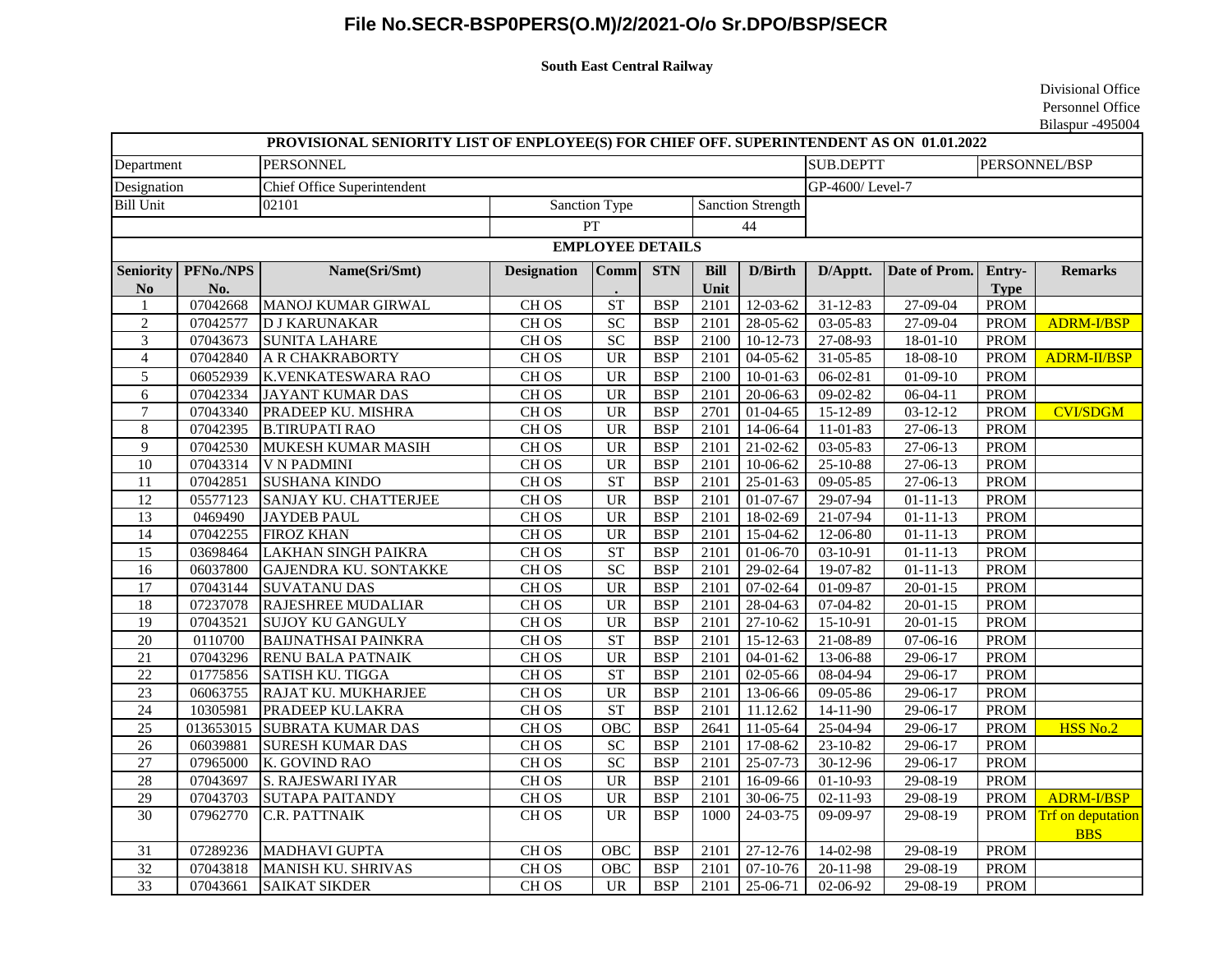# File No.SECR-BSP0PERS(O.M)/2/2021-O/o Sr.DPO/BSP/SECR

**South East Central Railway**

Divisional Office
Personnel Office
Bilaspur -495004

**PROVISIONAL SENIORITY LIST OF ENPLOYEE(S) FOR CHIEF OFF. SUPERINTENDENT AS ON 01.01.2022**

| Department | PERSONNEL | SUB.DEPTT | PERSONNEL/BSP |
|---|---|---|---|
| Designation | Chief Office Superintendent | GP-4600/ Level-7 | |
| Bill Unit | 02101 | Sanction Type: PT | Sanction Strength: 44 |

**EMPLOYEE DETAILS**

| Seniority No | PFNo./NPS No. | Name(Sri/Smt) | Designation | Comm. | STN | Bill Unit | D/Birth | D/Apptt. | Date of Prom. | Entry-Type | Remarks |
|---|---|---|---|---|---|---|---|---|---|---|---|
| 1 | 07042668 | MANOJ KUMAR GIRWAL | CH OS | ST | BSP | 2101 | 12-03-62 | 31-12-83 | 27-09-04 | PROM | |
| 2 | 07042577 | D J KARUNAKAR | CH OS | SC | BSP | 2101 | 28-05-62 | 03-05-83 | 27-09-04 | PROM | ADRM-I/BSP |
| 3 | 07043673 | SUNITA LAHARE | CH OS | SC | BSP | 2100 | 10-12-73 | 27-08-93 | 18-01-10 | PROM | |
| 4 | 07042840 | A R CHAKRABORTY | CH OS | UR | BSP | 2101 | 04-05-62 | 31-05-85 | 18-08-10 | PROM | ADRM-II/BSP |
| 5 | 06052939 | K.VENKATESWARA RAO | CH OS | UR | BSP | 2100 | 10-01-63 | 06-02-81 | 01-09-10 | PROM | |
| 6 | 07042334 | JAYANT KUMAR DAS | CH OS | UR | BSP | 2101 | 20-06-63 | 09-02-82 | 06-04-11 | PROM | |
| 7 | 07043340 | PRADEEP KU. MISHRA | CH OS | UR | BSP | 2701 | 01-04-65 | 15-12-89 | 03-12-12 | PROM | CVI/SDGM |
| 8 | 07042395 | B.TIRUPATI RAO | CH OS | UR | BSP | 2101 | 14-06-64 | 11-01-83 | 27-06-13 | PROM | |
| 9 | 07042530 | MUKESH KUMAR MASIH | CH OS | UR | BSP | 2101 | 21-02-62 | 03-05-83 | 27-06-13 | PROM | |
| 10 | 07043314 | V N PADMINI | CH OS | UR | BSP | 2101 | 10-06-62 | 25-10-88 | 27-06-13 | PROM | |
| 11 | 07042851 | SUSHANA KINDO | CH OS | ST | BSP | 2101 | 25-01-63 | 09-05-85 | 27-06-13 | PROM | |
| 12 | 05577123 | SANJAY KU. CHATTERJEE | CH OS | UR | BSP | 2101 | 01-07-67 | 29-07-94 | 01-11-13 | PROM | |
| 13 | 0469490 | JAYDEB PAUL | CH OS | UR | BSP | 2101 | 18-02-69 | 21-07-94 | 01-11-13 | PROM | |
| 14 | 07042255 | FIROZ KHAN | CH OS | UR | BSP | 2101 | 15-04-62 | 12-06-80 | 01-11-13 | PROM | |
| 15 | 03698464 | LAKHAN SINGH PAIKRA | CH OS | ST | BSP | 2101 | 01-06-70 | 03-10-91 | 01-11-13 | PROM | |
| 16 | 06037800 | GAJENDRA KU. SONTAKKE | CH OS | SC | BSP | 2101 | 29-02-64 | 19-07-82 | 01-11-13 | PROM | |
| 17 | 07043144 | SUVATANU DAS | CH OS | UR | BSP | 2101 | 07-02-64 | 01-09-87 | 20-01-15 | PROM | |
| 18 | 07237078 | RAJESHREE MUDALIAR | CH OS | UR | BSP | 2101 | 28-04-63 | 07-04-82 | 20-01-15 | PROM | |
| 19 | 07043521 | SUJOY KU GANGULY | CH OS | UR | BSP | 2101 | 27-10-62 | 15-10-91 | 20-01-15 | PROM | |
| 20 | 0110700 | BAIJNATHSAI PAINKRA | CH OS | ST | BSP | 2101 | 15-12-63 | 21-08-89 | 07-06-16 | PROM | |
| 21 | 07043296 | RENU BALA PATNAIK | CH OS | UR | BSP | 2101 | 04-01-62 | 13-06-88 | 29-06-17 | PROM | |
| 22 | 01775856 | SATISH KU. TIGGA | CH OS | ST | BSP | 2101 | 02-05-66 | 08-04-94 | 29-06-17 | PROM | |
| 23 | 06063755 | RAJAT KU. MUKHARJEE | CH OS | UR | BSP | 2101 | 13-06-66 | 09-05-86 | 29-06-17 | PROM | |
| 24 | 10305981 | PRADEEP KU.LAKRA | CH OS | ST | BSP | 2101 | 11.12.62 | 14-11-90 | 29-06-17 | PROM | |
| 25 | 013653015 | SUBRATA KUMAR DAS | CH OS | OBC | BSP | 2641 | 11-05-64 | 25-04-94 | 29-06-17 | PROM | HSS No.2 |
| 26 | 06039881 | SURESH KUMAR DAS | CH OS | SC | BSP | 2101 | 17-08-62 | 23-10-82 | 29-06-17 | PROM | |
| 27 | 07965000 | K. GOVIND RAO | CH OS | SC | BSP | 2101 | 25-07-73 | 30-12-96 | 29-06-17 | PROM | |
| 28 | 07043697 | S. RAJESWARI IYAR | CH OS | UR | BSP | 2101 | 16-09-66 | 01-10-93 | 29-08-19 | PROM | |
| 29 | 07043703 | SUTAPA PAITANDY | CH OS | UR | BSP | 2101 | 30-06-75 | 02-11-93 | 29-08-19 | PROM | ADRM-I/BSP |
| 30 | 07962770 | C.R. PATTNAIK | CH OS | UR | BSP | 1000 | 24-03-75 | 09-09-97 | 29-08-19 | PROM | Trf on deputation BBS |
| 31 | 07289236 | MADHAVI GUPTA | CH OS | OBC | BSP | 2101 | 27-12-76 | 14-02-98 | 29-08-19 | PROM | |
| 32 | 07043818 | MANISH KU. SHRIVAS | CH OS | OBC | BSP | 2101 | 07-10-76 | 20-11-98 | 29-08-19 | PROM | |
| 33 | 07043661 | SAIKAT SIKDER | CH OS | UR | BSP | 2101 | 25-06-71 | 02-06-92 | 29-08-19 | PROM | |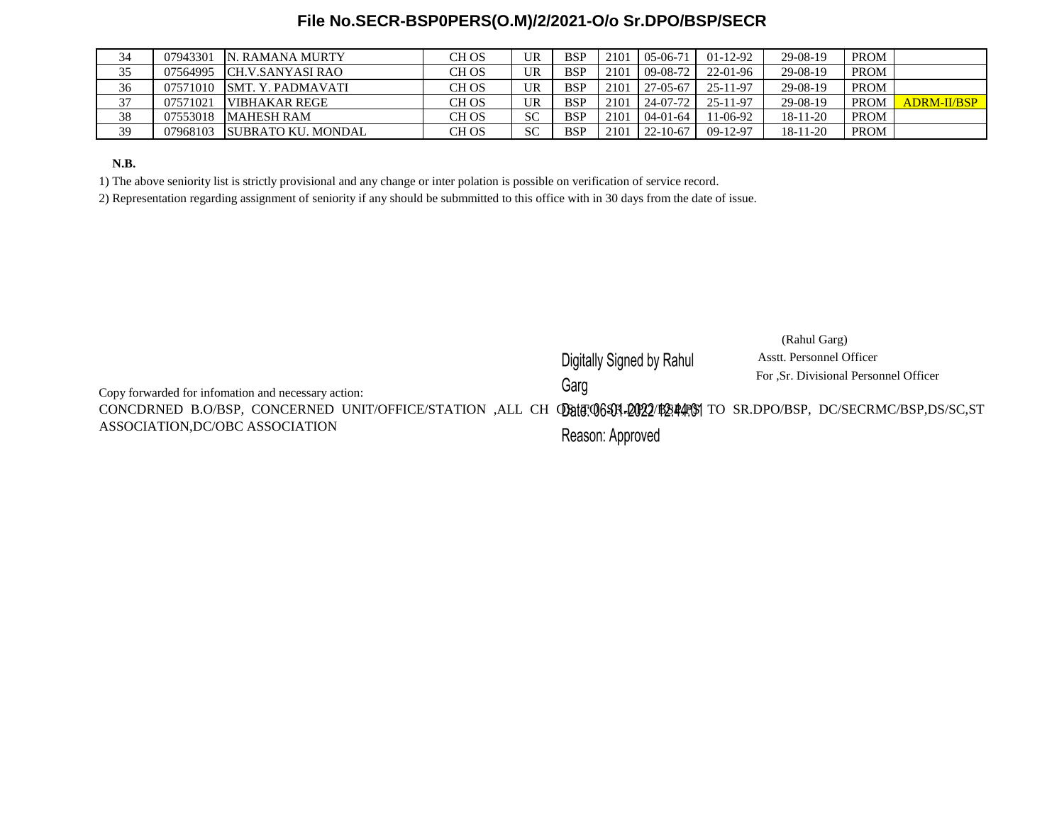# File No.SECR-BSP0PERS(O.M)/2/2021-O/o Sr.DPO/BSP/SECR

| | | | | | | | | | | | |
|---|---|---|---|---|---|---|---|---|---|---|---|
| 34 | 07943301 | N. RAMANA MURTY | CH OS | UR | BSP | 2101 | 05-06-71 | 01-12-92 | 29-08-19 | PROM | |
| 35 | 07564995 | CH.V.SANYASI RAO | CH OS | UR | BSP | 2101 | 09-08-72 | 22-01-96 | 29-08-19 | PROM | |
| 36 | 07571010 | SMT. Y. PADMAVATI | CH OS | UR | BSP | 2101 | 27-05-67 | 25-11-97 | 29-08-19 | PROM | |
| 37 | 07571021 | VIBHAKAR REGE | CH OS | UR | BSP | 2101 | 24-07-72 | 25-11-97 | 29-08-19 | PROM | ADRM-II/BSP |
| 38 | 07553018 | MAHESH RAM | CH OS | SC | BSP | 2101 | 04-01-64 | 11-06-92 | 18-11-20 | PROM | |
| 39 | 07968103 | SUBRATO KU. MONDAL | CH OS | SC | BSP | 2101 | 22-10-67 | 09-12-97 | 18-11-20 | PROM | |

**N.B.**

1) The above seniority list is strictly provisional and any change or inter polation is possible on verification of service record.

2) Representation regarding assignment of seniority if any should be submmitted to this office with in 30 days from the date of issue.

Digitally Signed by Rahul Garg
Date: 06-01-2022 12:44:31
Reason: Approved

(Rahul Garg)
Asstt. Personnel Officer
For ,Sr. Divisional Personnel Officer

Copy forwarded for infomation and necessary action:

CONCDRNED B.O/BSP, CONCERNED UNIT/OFFICE/STATION ,ALL CH OS, PS TO SR.DPO/BSP, DC/SECRMC/BSP,DS/SC,ST ASSOCIATION,DC/OBC ASSOCIATION